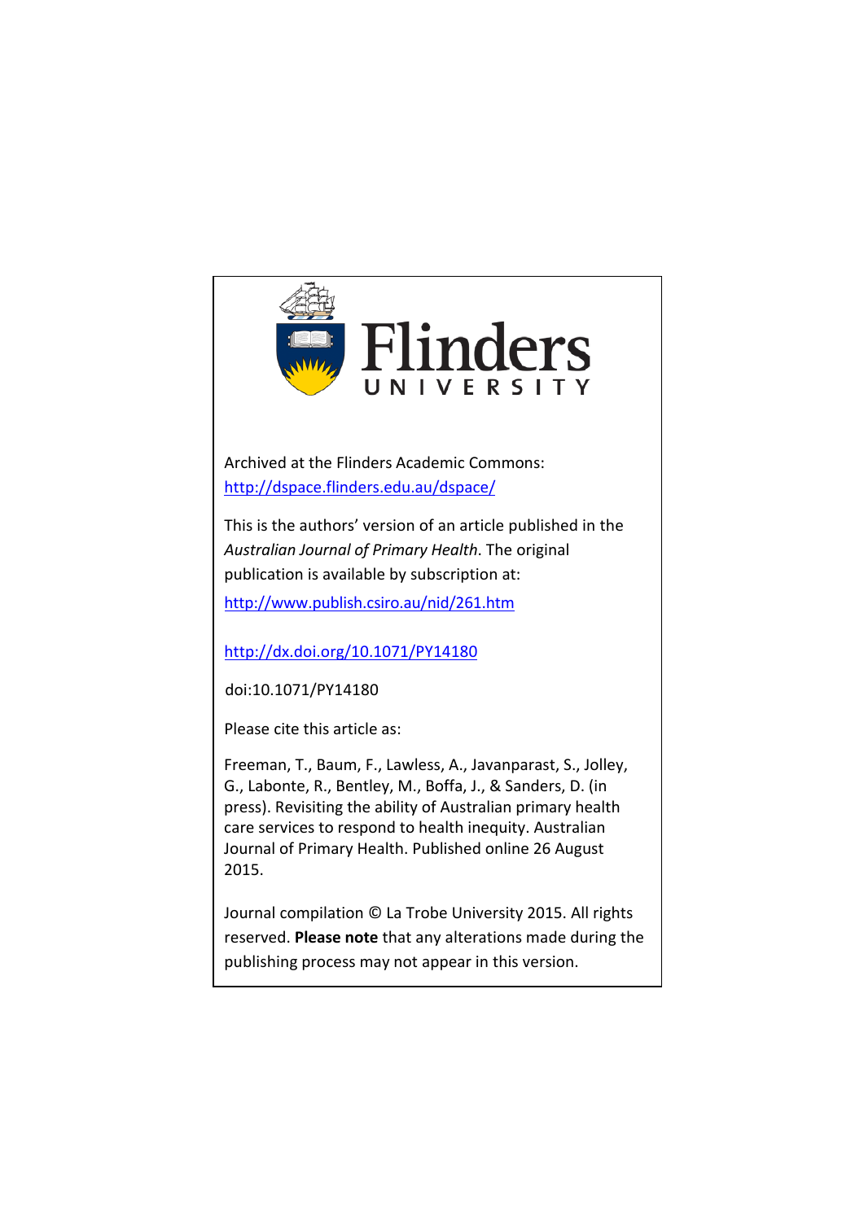Flinders UNIVERSITY

Archived at the Flinders Academic Commons:
http://dspace.flinders.edu.au/dspace/

This is the authors' version of an article published in the *Australian Journal of Primary Health*. The original publication is available by subscription at:

http://www.publish.csiro.au/nid/261.htm

http://dx.doi.org/10.1071/PY14180

doi:10.1071/PY14180

Please cite this article as:

Freeman, T., Baum, F., Lawless, A., Javanparast, S., Jolley, G., Labonte, R., Bentley, M., Boffa, J., & Sanders, D. (in press). Revisiting the ability of Australian primary health care services to respond to health inequity. Australian Journal of Primary Health. Published online 26 August 2015.

Journal compilation © La Trobe University 2015. All rights reserved. **Please note** that any alterations made during the publishing process may not appear in this version.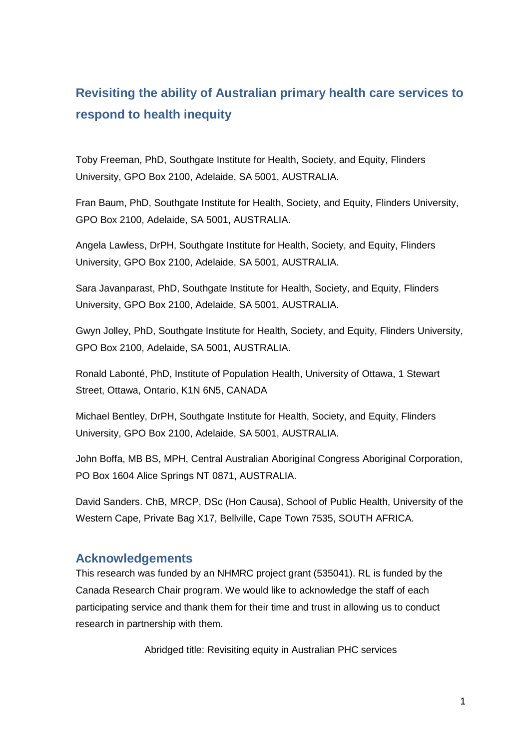# Revisiting the ability of Australian primary health care services to respond to health inequity

Toby Freeman, PhD, Southgate Institute for Health, Society, and Equity, Flinders University, GPO Box 2100, Adelaide, SA 5001, AUSTRALIA.

Fran Baum, PhD, Southgate Institute for Health, Society, and Equity, Flinders University, GPO Box 2100, Adelaide, SA 5001, AUSTRALIA.

Angela Lawless, DrPH, Southgate Institute for Health, Society, and Equity, Flinders University, GPO Box 2100, Adelaide, SA 5001, AUSTRALIA.

Sara Javanparast, PhD, Southgate Institute for Health, Society, and Equity, Flinders University, GPO Box 2100, Adelaide, SA 5001, AUSTRALIA.

Gwyn Jolley, PhD, Southgate Institute for Health, Society, and Equity, Flinders University, GPO Box 2100, Adelaide, SA 5001, AUSTRALIA.

Ronald Labonté, PhD, Institute of Population Health, University of Ottawa, 1 Stewart Street, Ottawa, Ontario, K1N 6N5, CANADA

Michael Bentley, DrPH, Southgate Institute for Health, Society, and Equity, Flinders University, GPO Box 2100, Adelaide, SA 5001, AUSTRALIA.

John Boffa, MB BS, MPH, Central Australian Aboriginal Congress Aboriginal Corporation, PO Box 1604 Alice Springs NT 0871, AUSTRALIA.

David Sanders. ChB, MRCP, DSc (Hon Causa), School of Public Health, University of the Western Cape, Private Bag X17, Bellville, Cape Town 7535, SOUTH AFRICA.

## Acknowledgements

This research was funded by an NHMRC project grant (535041). RL is funded by the Canada Research Chair program. We would like to acknowledge the staff of each participating service and thank them for their time and trust in allowing us to conduct research in partnership with them.

Abridged title: Revisiting equity in Australian PHC services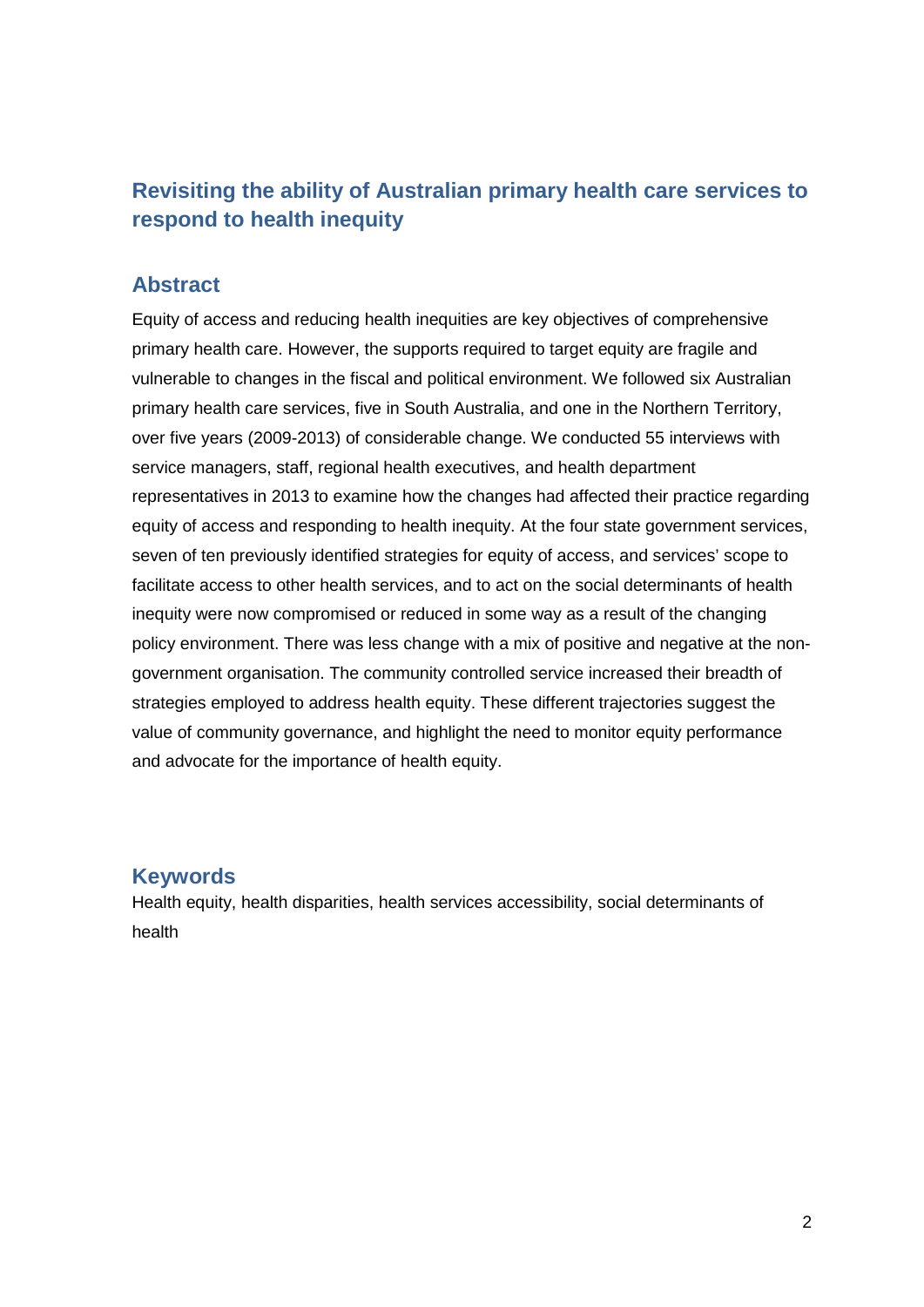# Revisiting the ability of Australian primary health care services to respond to health inequity

## Abstract

Equity of access and reducing health inequities are key objectives of comprehensive primary health care. However, the supports required to target equity are fragile and vulnerable to changes in the fiscal and political environment. We followed six Australian primary health care services, five in South Australia, and one in the Northern Territory, over five years (2009-2013) of considerable change. We conducted 55 interviews with service managers, staff, regional health executives, and health department representatives in 2013 to examine how the changes had affected their practice regarding equity of access and responding to health inequity. At the four state government services, seven of ten previously identified strategies for equity of access, and services' scope to facilitate access to other health services, and to act on the social determinants of health inequity were now compromised or reduced in some way as a result of the changing policy environment. There was less change with a mix of positive and negative at the non-government organisation. The community controlled service increased their breadth of strategies employed to address health equity. These different trajectories suggest the value of community governance, and highlight the need to monitor equity performance and advocate for the importance of health equity.

## Keywords

Health equity, health disparities, health services accessibility, social determinants of health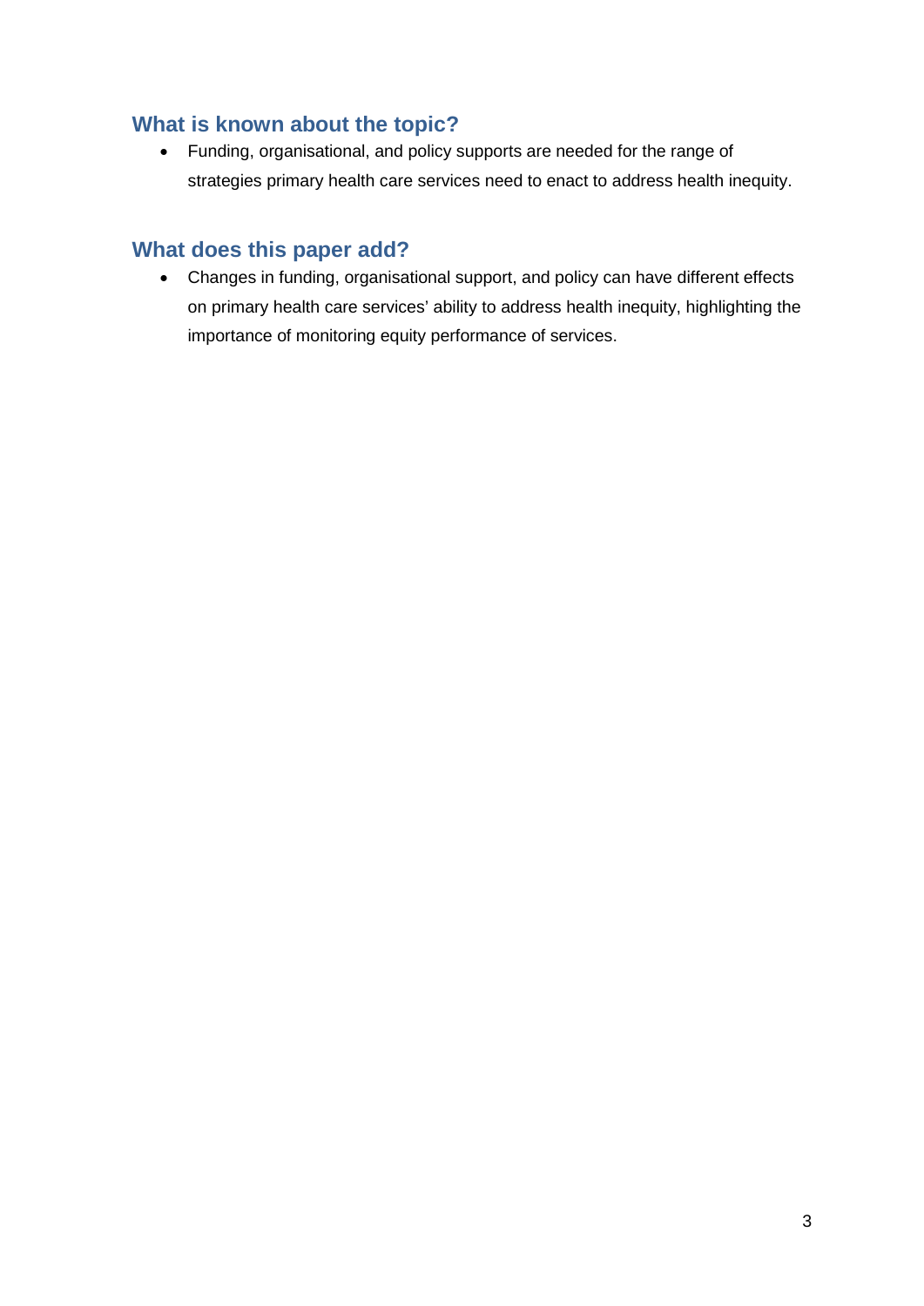## What is known about the topic?

- Funding, organisational, and policy supports are needed for the range of strategies primary health care services need to enact to address health inequity.

## What does this paper add?

- Changes in funding, organisational support, and policy can have different effects on primary health care services' ability to address health inequity, highlighting the importance of monitoring equity performance of services.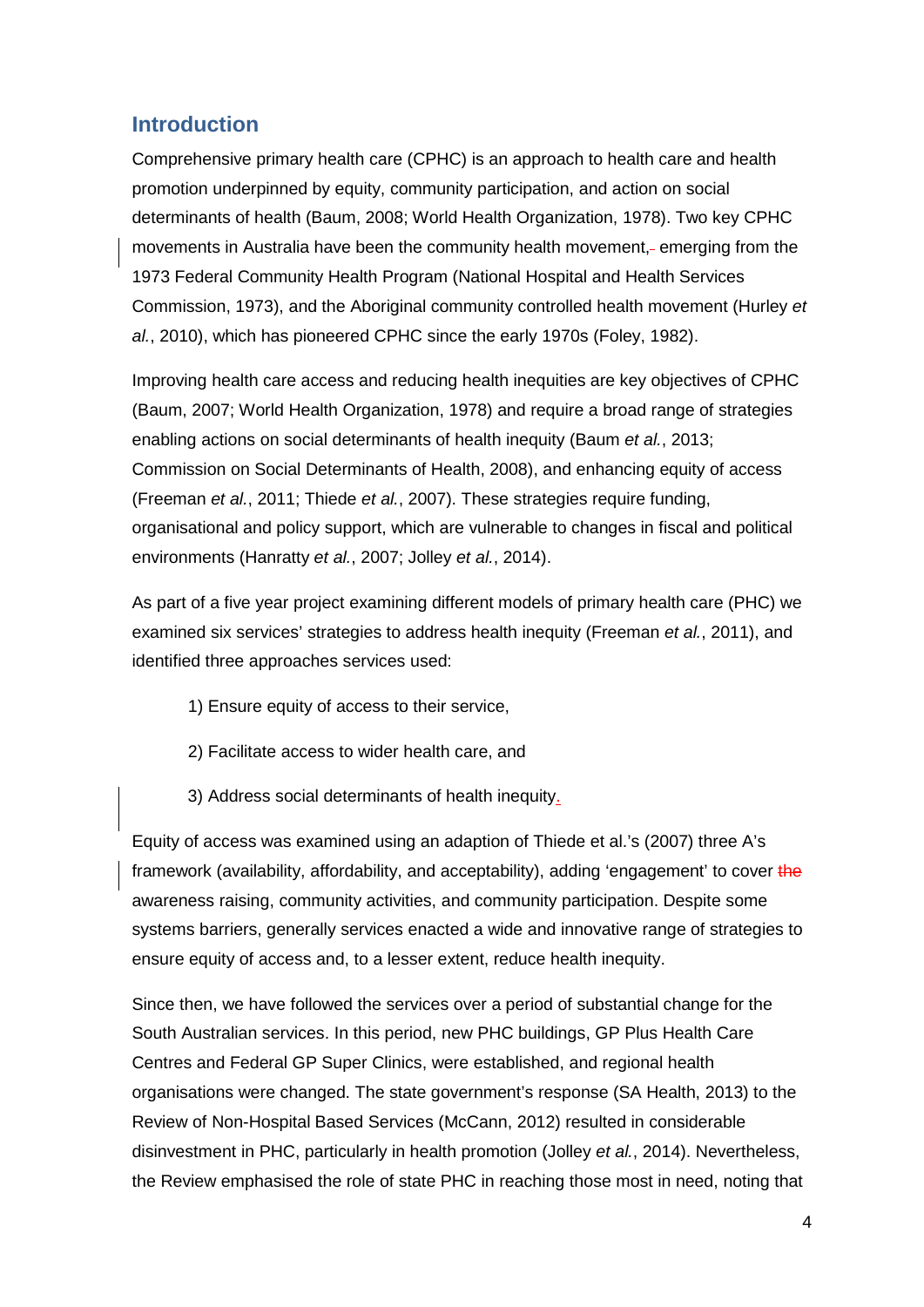## Introduction

Comprehensive primary health care (CPHC) is an approach to health care and health promotion underpinned by equity, community participation, and action on social determinants of health (Baum, 2008; World Health Organization, 1978). Two key CPHC movements in Australia have been the community health movement, emerging from the 1973 Federal Community Health Program (National Hospital and Health Services Commission, 1973), and the Aboriginal community controlled health movement (Hurley *et al.*, 2010), which has pioneered CPHC since the early 1970s (Foley, 1982).

Improving health care access and reducing health inequities are key objectives of CPHC (Baum, 2007; World Health Organization, 1978) and require a broad range of strategies enabling actions on social determinants of health inequity (Baum *et al.*, 2013; Commission on Social Determinants of Health, 2008), and enhancing equity of access (Freeman *et al.*, 2011; Thiede *et al.*, 2007). These strategies require funding, organisational and policy support, which are vulnerable to changes in fiscal and political environments (Hanratty *et al.*, 2007; Jolley *et al.*, 2014).

As part of a five year project examining different models of primary health care (PHC) we examined six services' strategies to address health inequity (Freeman *et al.*, 2011), and identified three approaches services used:

1) Ensure equity of access to their service,

2) Facilitate access to wider health care, and

3) Address social determinants of health inequity.

Equity of access was examined using an adaption of Thiede et al.'s (2007) three A's framework (availability, affordability, and acceptability), adding 'engagement' to cover ~~the~~ awareness raising, community activities, and community participation. Despite some systems barriers, generally services enacted a wide and innovative range of strategies to ensure equity of access and, to a lesser extent, reduce health inequity.

Since then, we have followed the services over a period of substantial change for the South Australian services. In this period, new PHC buildings, GP Plus Health Care Centres and Federal GP Super Clinics, were established, and regional health organisations were changed. The state government's response (SA Health, 2013) to the Review of Non-Hospital Based Services (McCann, 2012) resulted in considerable disinvestment in PHC, particularly in health promotion (Jolley *et al.*, 2014). Nevertheless, the Review emphasised the role of state PHC in reaching those most in need, noting that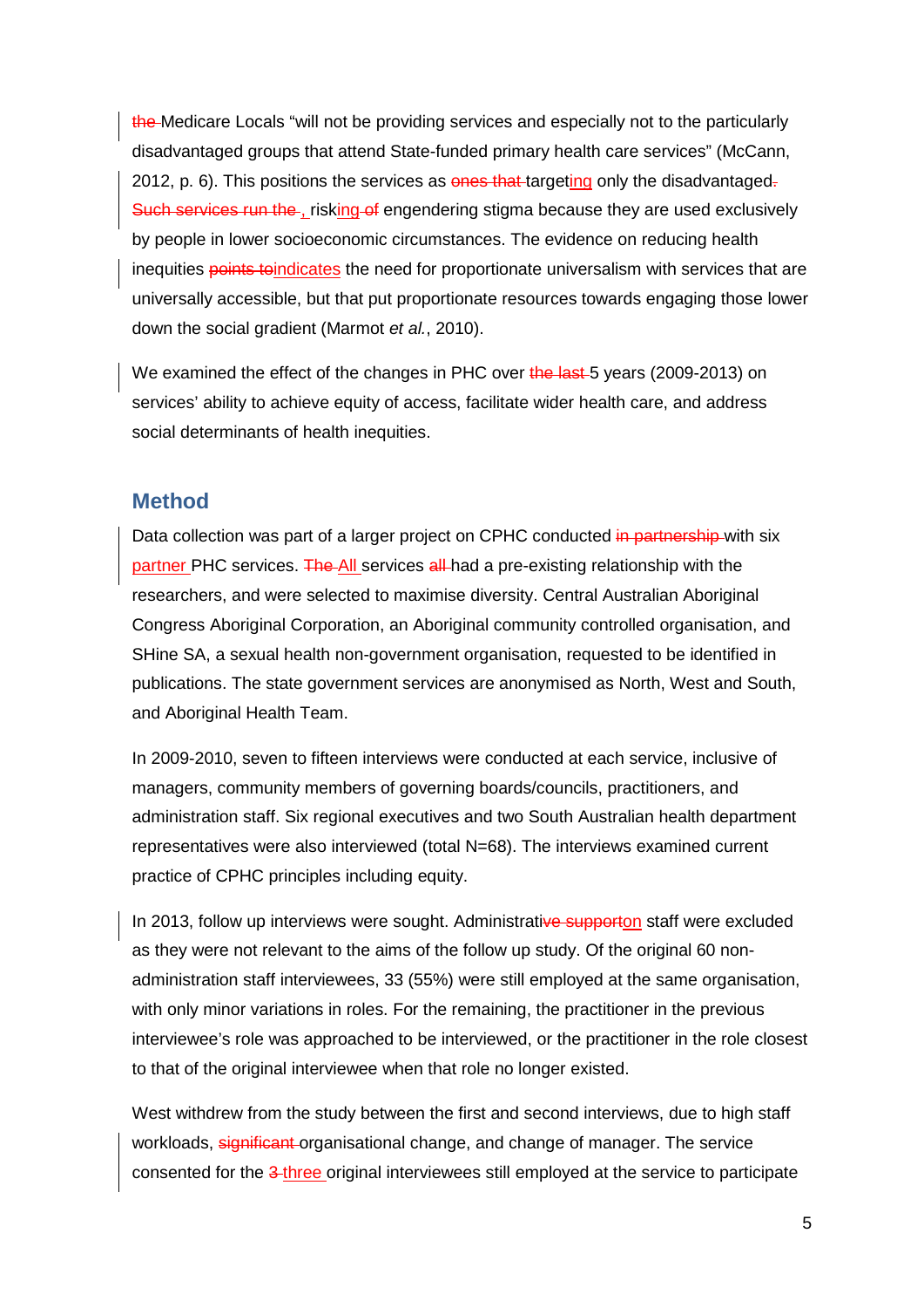~~the~~ Medicare Locals "will not be providing services and especially not to the particularly disadvantaged groups that attend State-funded primary health care services" (McCann, 2012, p. 6). This positions the services as ~~ones that~~ targeting only the disadvantaged~~. Such services run the~~ , risking ~~of~~ engendering stigma because they are used exclusively by people in lower socioeconomic circumstances. The evidence on reducing health inequities ~~points to~~indicates the need for proportionate universalism with services that are universally accessible, but that put proportionate resources towards engaging those lower down the social gradient (Marmot *et al.*, 2010).

We examined the effect of the changes in PHC over ~~the last~~ 5 years (2009-2013) on services' ability to achieve equity of access, facilitate wider health care, and address social determinants of health inequities.

## Method

Data collection was part of a larger project on CPHC conducted ~~in partnership~~ with six partner PHC services. ~~The~~ All services ~~all~~ had a pre-existing relationship with the researchers, and were selected to maximise diversity. Central Australian Aboriginal Congress Aboriginal Corporation, an Aboriginal community controlled organisation, and SHine SA, a sexual health non-government organisation, requested to be identified in publications. The state government services are anonymised as North, West and South, and Aboriginal Health Team.

In 2009-2010, seven to fifteen interviews were conducted at each service, inclusive of managers, community members of governing boards/councils, practitioners, and administration staff. Six regional executives and two South Australian health department representatives were also interviewed (total N=68). The interviews examined current practice of CPHC principles including equity.

In 2013, follow up interviews were sought. Administrati~~ve support~~on staff were excluded as they were not relevant to the aims of the follow up study. Of the original 60 non-administration staff interviewees, 33 (55%) were still employed at the same organisation, with only minor variations in roles. For the remaining, the practitioner in the previous interviewee's role was approached to be interviewed, or the practitioner in the role closest to that of the original interviewee when that role no longer existed.

West withdrew from the study between the first and second interviews, due to high staff workloads, ~~significant~~ organisational change, and change of manager. The service consented for the ~~3~~ three original interviewees still employed at the service to participate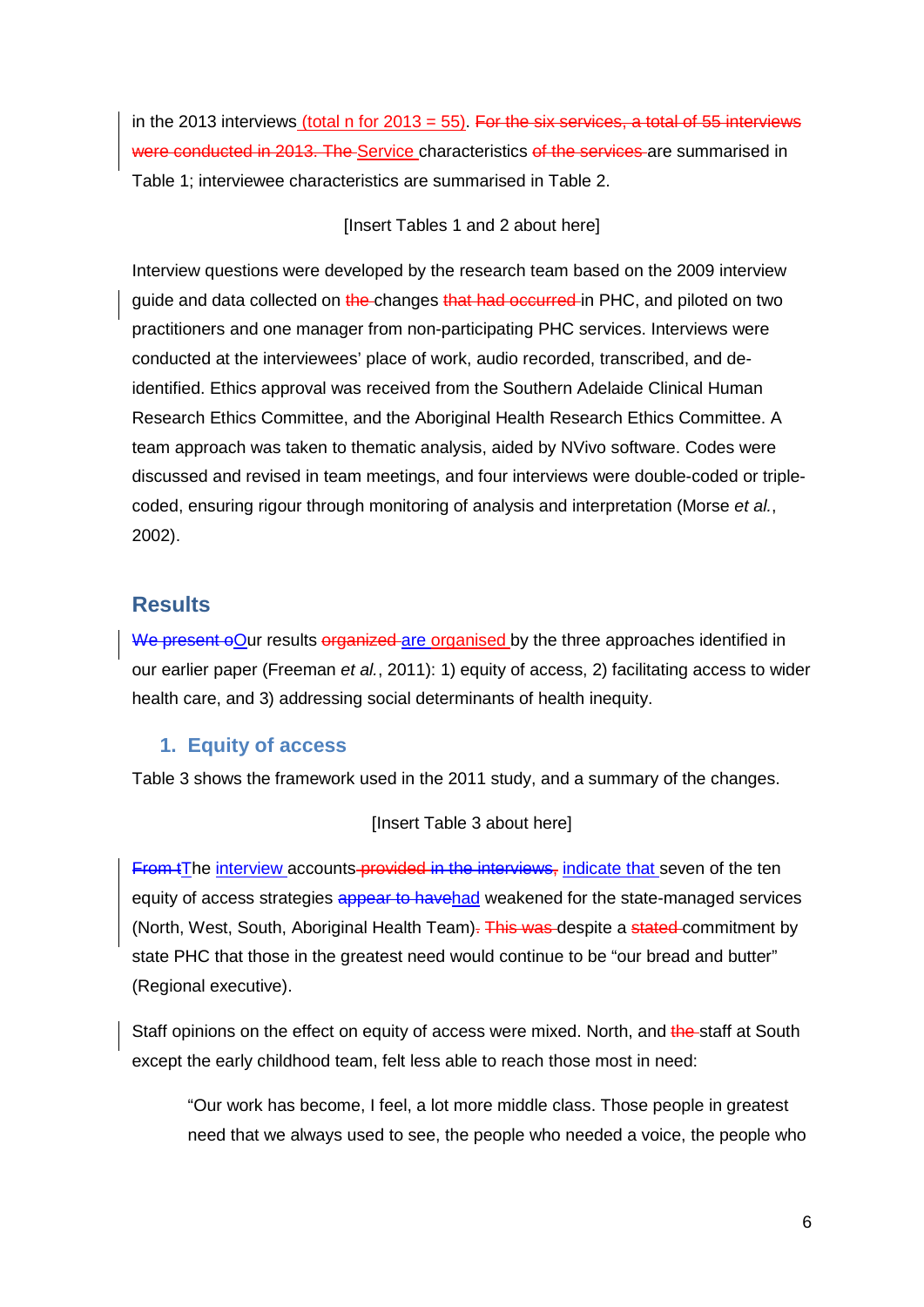in the 2013 interviews (total n for 2013 = 55). ~~For the six services, a total of 55 interviews were conducted in 2013. The~~ Service characteristics ~~of the services~~ are summarised in Table 1; interviewee characteristics are summarised in Table 2.

[Insert Tables 1 and 2 about here]

Interview questions were developed by the research team based on the 2009 interview guide and data collected on ~~the~~ changes ~~that had occurred~~ in PHC, and piloted on two practitioners and one manager from non-participating PHC services. Interviews were conducted at the interviewees' place of work, audio recorded, transcribed, and de-identified. Ethics approval was received from the Southern Adelaide Clinical Human Research Ethics Committee, and the Aboriginal Health Research Ethics Committee. A team approach was taken to thematic analysis, aided by NVivo software. Codes were discussed and revised in team meetings, and four interviews were double-coded or triple-coded, ensuring rigour through monitoring of analysis and interpretation (Morse *et al.*, 2002).

## Results

~~We present o~~Our results ~~organized~~ are organised by the three approaches identified in our earlier paper (Freeman *et al.*, 2011): 1) equity of access, 2) facilitating access to wider health care, and 3) addressing social determinants of health inequity.

### 1. Equity of access

Table 3 shows the framework used in the 2011 study, and a summary of the changes.

[Insert Table 3 about here]

~~From t~~The interview accounts~~ provided in the interviews,~~ indicate that seven of the ten equity of access strategies ~~appear to have~~had weakened for the state-managed services (North, West, South, Aboriginal Health Team)~~. This was~~ despite a ~~stated~~ commitment by state PHC that those in the greatest need would continue to be "our bread and butter" (Regional executive).

Staff opinions on the effect on equity of access were mixed. North, and ~~the~~ staff at South except the early childhood team, felt less able to reach those most in need:

> "Our work has become, I feel, a lot more middle class. Those people in greatest need that we always used to see, the people who needed a voice, the people who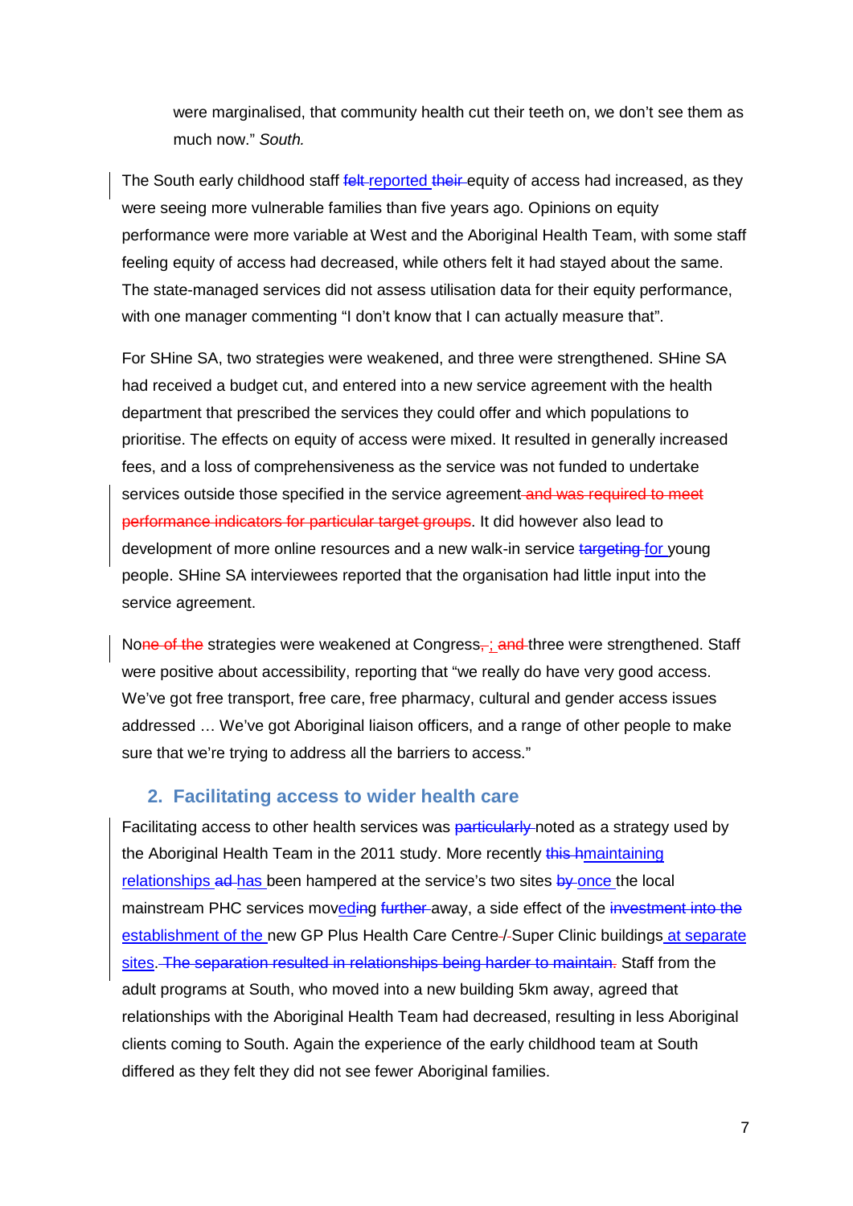were marginalised, that community health cut their teeth on, we don't see them as much now." *South.*

The South early childhood staff reported equity of access had increased, as they were seeing more vulnerable families than five years ago. Opinions on equity performance were more variable at West and the Aboriginal Health Team, with some staff feeling equity of access had decreased, while others felt it had stayed about the same. The state-managed services did not assess utilisation data for their equity performance, with one manager commenting "I don't know that I can actually measure that".

For SHine SA, two strategies were weakened, and three were strengthened. SHine SA had received a budget cut, and entered into a new service agreement with the health department that prescribed the services they could offer and which populations to prioritise. The effects on equity of access were mixed. It resulted in generally increased fees, and a loss of comprehensiveness as the service was not funded to undertake services outside those specified in the service agreement. It did however also lead to development of more online resources and a new walk-in service for young people. SHine SA interviewees reported that the organisation had little input into the service agreement.

No strategies were weakened at Congress; three were strengthened. Staff were positive about accessibility, reporting that "we really do have very good access. We've got free transport, free care, free pharmacy, cultural and gender access issues addressed … We've got Aboriginal liaison officers, and a range of other people to make sure that we're trying to address all the barriers to access."

## 2. Facilitating access to wider health care

Facilitating access to other health services was noted as a strategy used by the Aboriginal Health Team in the 2011 study. More recently maintaining relationships has been hampered at the service's two sites once the local mainstream PHC services moved away, a side effect of the new GP Plus Health Care Centre Super Clinic buildings at separate sites. Staff from the adult programs at South, who moved into a new building 5km away, agreed that relationships with the Aboriginal Health Team had decreased, resulting in less Aboriginal clients coming to South. Again the experience of the early childhood team at South differed as they felt they did not see fewer Aboriginal families.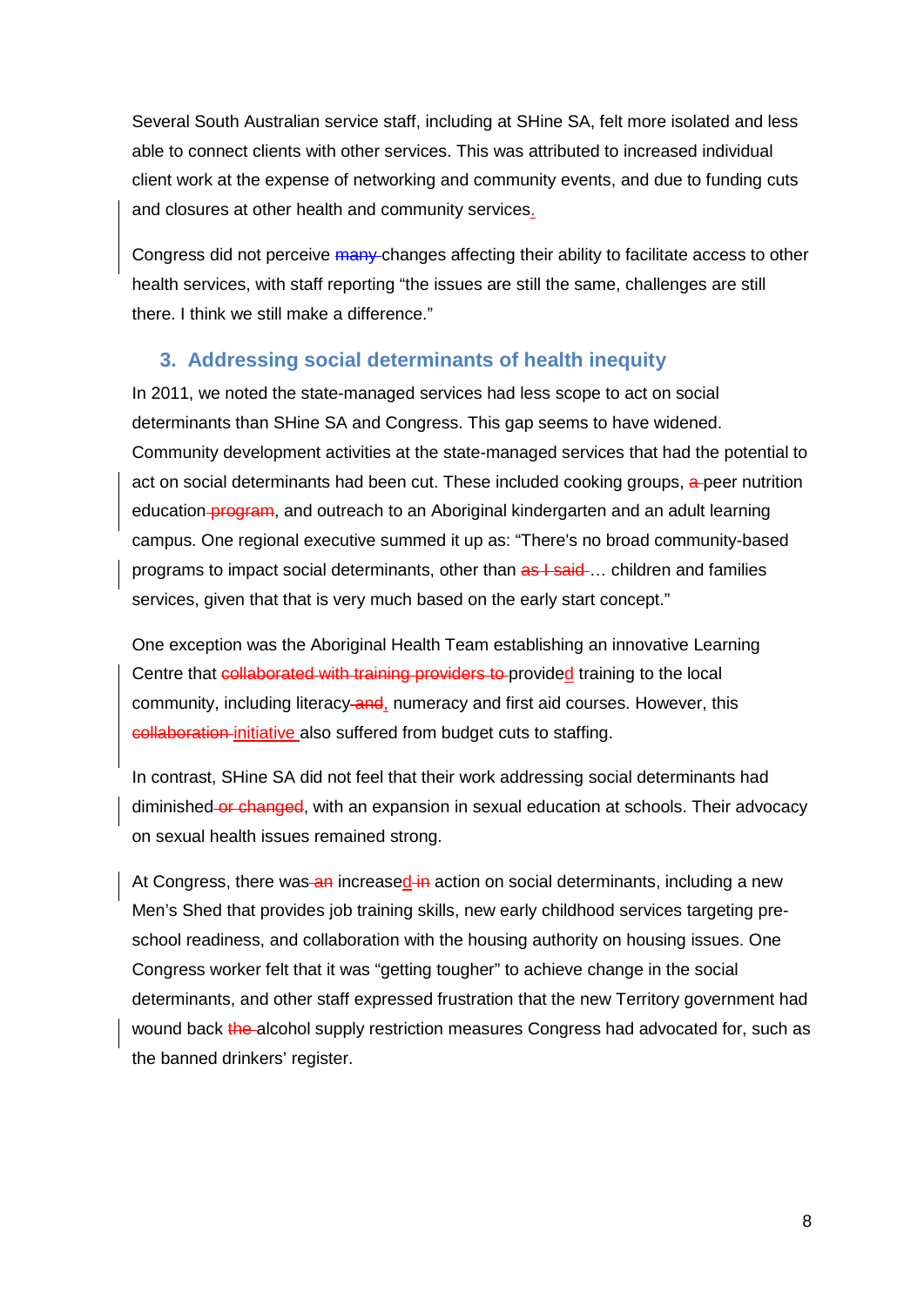Several South Australian service staff, including at SHine SA, felt more isolated and less able to connect clients with other services. This was attributed to increased individual client work at the expense of networking and community events, and due to funding cuts and closures at other health and community services.

Congress did not perceive ~~many~~ changes affecting their ability to facilitate access to other health services, with staff reporting "the issues are still the same, challenges are still there. I think we still make a difference."

## 3. Addressing social determinants of health inequity

In 2011, we noted the state-managed services had less scope to act on social determinants than SHine SA and Congress. This gap seems to have widened. Community development activities at the state-managed services that had the potential to act on social determinants had been cut. These included cooking groups, ~~a~~ peer nutrition education ~~program~~, and outreach to an Aboriginal kindergarten and an adult learning campus. One regional executive summed it up as: "There's no broad community-based programs to impact social determinants, other than ~~as I said~~ … children and families services, given that that is very much based on the early start concept."

One exception was the Aboriginal Health Team establishing an innovative Learning Centre that ~~collaborated with training providers to~~ provided training to the local community, including literacy ~~and~~, numeracy and first aid courses. However, this ~~collaboration~~ initiative also suffered from budget cuts to staffing.

In contrast, SHine SA did not feel that their work addressing social determinants had diminished ~~or changed~~, with an expansion in sexual education at schools. Their advocacy on sexual health issues remained strong.

At Congress, there was ~~an~~ increased ~~in~~ action on social determinants, including a new Men's Shed that provides job training skills, new early childhood services targeting pre-school readiness, and collaboration with the housing authority on housing issues. One Congress worker felt that it was "getting tougher" to achieve change in the social determinants, and other staff expressed frustration that the new Territory government had wound back ~~the~~ alcohol supply restriction measures Congress had advocated for, such as the banned drinkers' register.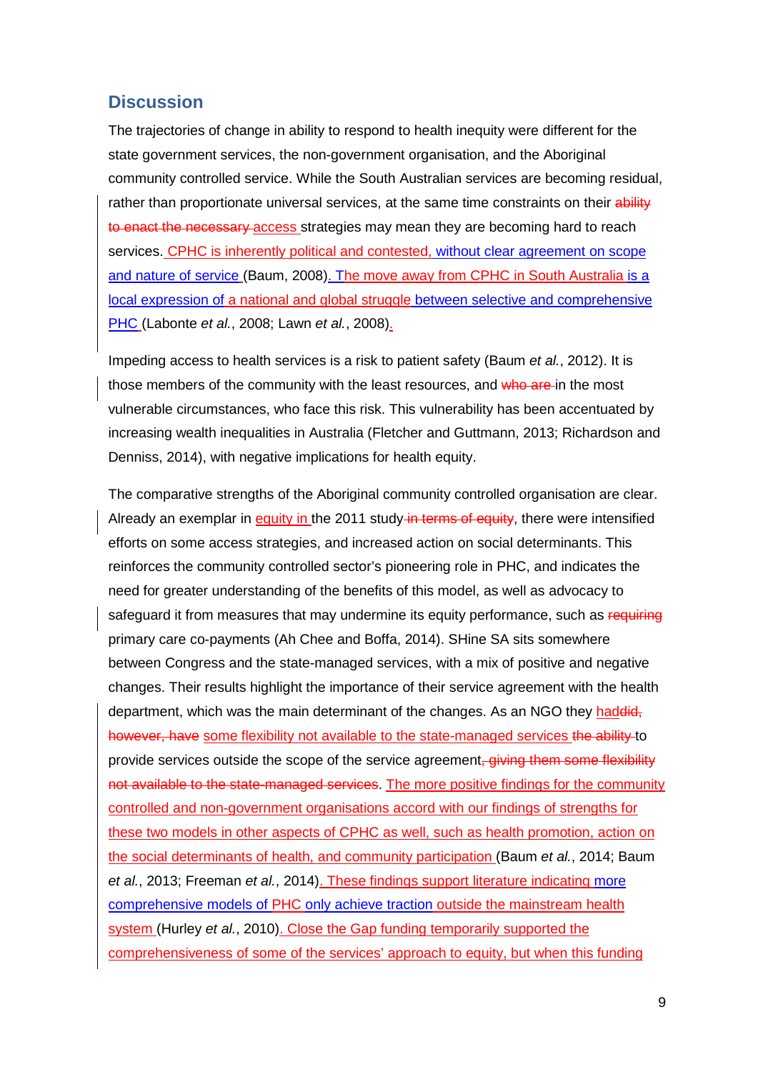## Discussion

The trajectories of change in ability to respond to health inequity were different for the state government services, the non-government organisation, and the Aboriginal community controlled service. While the South Australian services are becoming residual, rather than proportionate universal services, at the same time constraints on their ~~ability to enact the necessary~~ access strategies may mean they are becoming hard to reach services. CPHC is inherently political and contested, without clear agreement on scope and nature of service (Baum, 2008). The move away from CPHC in South Australia is a local expression of a national and global struggle between selective and comprehensive PHC (Labonte *et al.*, 2008; Lawn *et al.*, 2008).

Impeding access to health services is a risk to patient safety (Baum *et al.*, 2012). It is those members of the community with the least resources, and ~~who are~~ in the most vulnerable circumstances, who face this risk. This vulnerability has been accentuated by increasing wealth inequalities in Australia (Fletcher and Guttmann, 2013; Richardson and Denniss, 2014), with negative implications for health equity.

The comparative strengths of the Aboriginal community controlled organisation are clear. Already an exemplar in equity in the 2011 study ~~in terms of equity~~, there were intensified efforts on some access strategies, and increased action on social determinants. This reinforces the community controlled sector's pioneering role in PHC, and indicates the need for greater understanding of the benefits of this model, as well as advocacy to safeguard it from measures that may undermine its equity performance, such as ~~requiring~~ primary care co-payments (Ah Chee and Boffa, 2014). SHine SA sits somewhere between Congress and the state-managed services, with a mix of positive and negative changes. Their results highlight the importance of their service agreement with the health department, which was the main determinant of the changes. As an NGO they had~~did, however, have~~ some flexibility not available to the state-managed services ~~the ability~~ to provide services outside the scope of the service agreement~~, giving them some flexibility not available to the state-managed services~~. The more positive findings for the community controlled and non-government organisations accord with our findings of strengths for these two models in other aspects of CPHC as well, such as health promotion, action on the social determinants of health, and community participation (Baum *et al.*, 2014; Baum *et al.*, 2013; Freeman *et al.*, 2014). These findings support literature indicating more comprehensive models of PHC only achieve traction outside the mainstream health system (Hurley *et al.*, 2010). Close the Gap funding temporarily supported the comprehensiveness of some of the services' approach to equity, but when this funding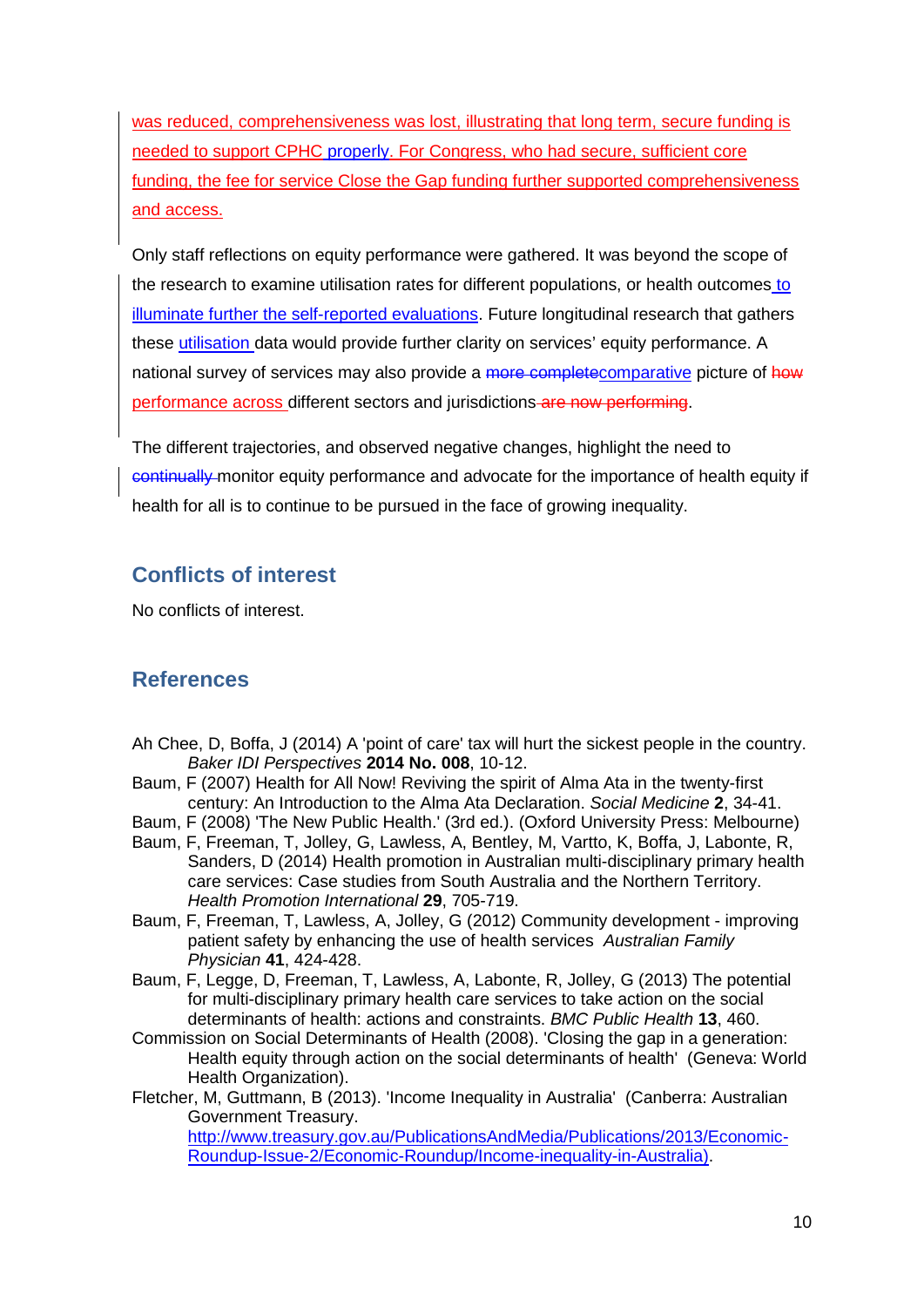was reduced, comprehensiveness was lost, illustrating that long term, secure funding is needed to support CPHC properly. For Congress, who had secure, sufficient core funding, the fee for service Close the Gap funding further supported comprehensiveness and access.

Only staff reflections on equity performance were gathered. It was beyond the scope of the research to examine utilisation rates for different populations, or health outcomes to illuminate further the self-reported evaluations. Future longitudinal research that gathers these utilisation data would provide further clarity on services' equity performance. A national survey of services may also provide a ~~more complete~~comparative picture of ~~how~~ performance across different sectors and jurisdictions ~~are now performing~~.

The different trajectories, and observed negative changes, highlight the need to ~~continually~~ monitor equity performance and advocate for the importance of health equity if health for all is to continue to be pursued in the face of growing inequality.

## Conflicts of interest

No conflicts of interest.

## References

Ah Chee, D, Boffa, J (2014) A 'point of care' tax will hurt the sickest people in the country. *Baker IDI Perspectives* **2014 No. 008**, 10-12.

Baum, F (2007) Health for All Now! Reviving the spirit of Alma Ata in the twenty-first century: An Introduction to the Alma Ata Declaration. *Social Medicine* **2**, 34-41.

Baum, F (2008) 'The New Public Health.' (3rd ed.). (Oxford University Press: Melbourne)

Baum, F, Freeman, T, Jolley, G, Lawless, A, Bentley, M, Vartto, K, Boffa, J, Labonte, R, Sanders, D (2014) Health promotion in Australian multi-disciplinary primary health care services: Case studies from South Australia and the Northern Territory. *Health Promotion International* **29**, 705-719.

Baum, F, Freeman, T, Lawless, A, Jolley, G (2012) Community development - improving patient safety by enhancing the use of health services *Australian Family Physician* **41**, 424-428.

Baum, F, Legge, D, Freeman, T, Lawless, A, Labonte, R, Jolley, G (2013) The potential for multi-disciplinary primary health care services to take action on the social determinants of health: actions and constraints. *BMC Public Health* **13**, 460.

Commission on Social Determinants of Health (2008). 'Closing the gap in a generation: Health equity through action on the social determinants of health' (Geneva: World Health Organization).

Fletcher, M, Guttmann, B (2013). 'Income Inequality in Australia' (Canberra: Australian Government Treasury. http://www.treasury.gov.au/PublicationsAndMedia/Publications/2013/Economic-Roundup-Issue-2/Economic-Roundup/Income-inequality-in-Australia).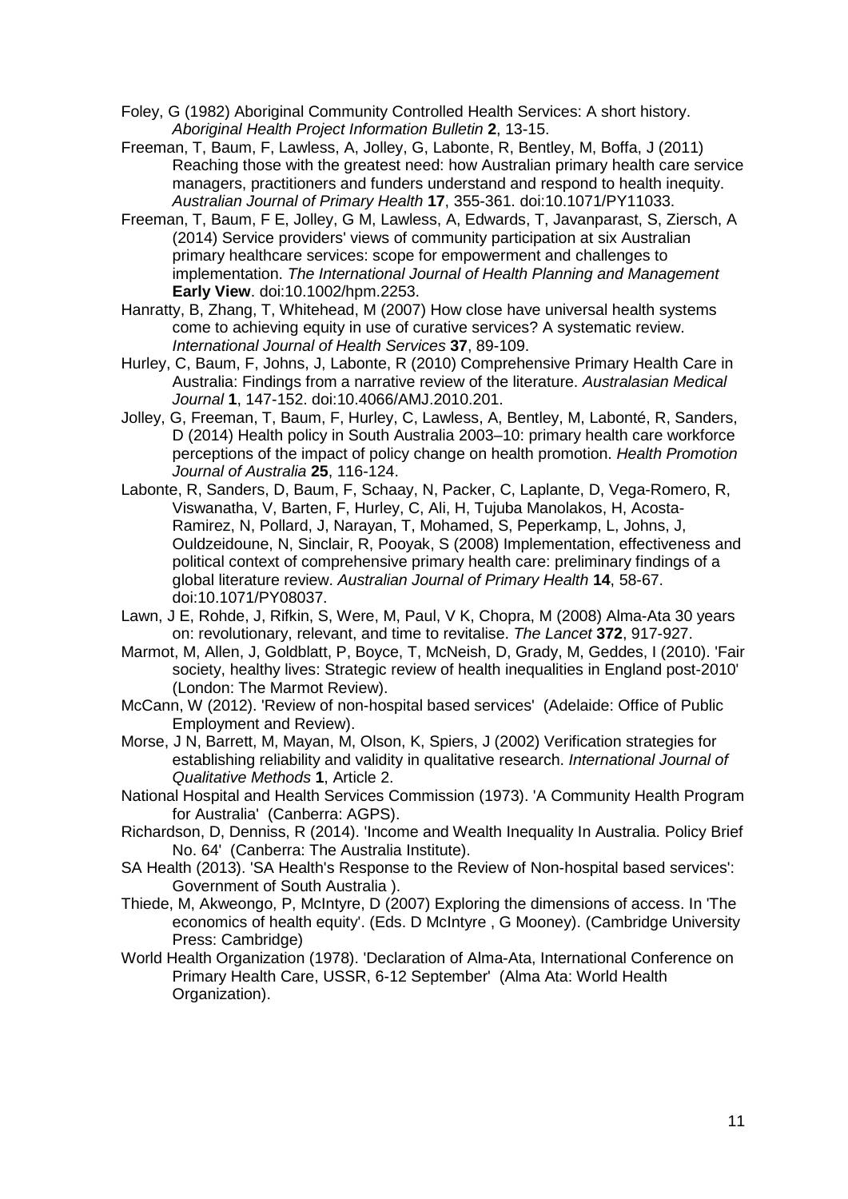Foley, G (1982) Aboriginal Community Controlled Health Services: A short history. *Aboriginal Health Project Information Bulletin* **2**, 13-15.

Freeman, T, Baum, F, Lawless, A, Jolley, G, Labonte, R, Bentley, M, Boffa, J (2011) Reaching those with the greatest need: how Australian primary health care service managers, practitioners and funders understand and respond to health inequity. *Australian Journal of Primary Health* **17**, 355-361. doi:10.1071/PY11033.

Freeman, T, Baum, F E, Jolley, G M, Lawless, A, Edwards, T, Javanparast, S, Ziersch, A (2014) Service providers' views of community participation at six Australian primary healthcare services: scope for empowerment and challenges to implementation. *The International Journal of Health Planning and Management* **Early View**. doi:10.1002/hpm.2253.

Hanratty, B, Zhang, T, Whitehead, M (2007) How close have universal health systems come to achieving equity in use of curative services? A systematic review. *International Journal of Health Services* **37**, 89-109.

Hurley, C, Baum, F, Johns, J, Labonte, R (2010) Comprehensive Primary Health Care in Australia: Findings from a narrative review of the literature. *Australasian Medical Journal* **1**, 147-152. doi:10.4066/AMJ.2010.201.

Jolley, G, Freeman, T, Baum, F, Hurley, C, Lawless, A, Bentley, M, Labonté, R, Sanders, D (2014) Health policy in South Australia 2003–10: primary health care workforce perceptions of the impact of policy change on health promotion. *Health Promotion Journal of Australia* **25**, 116-124.

Labonte, R, Sanders, D, Baum, F, Schaay, N, Packer, C, Laplante, D, Vega-Romero, R, Viswanatha, V, Barten, F, Hurley, C, Ali, H, Tujuba Manolakos, H, Acosta-Ramirez, N, Pollard, J, Narayan, T, Mohamed, S, Peperkamp, L, Johns, J, Ouldzeidoune, N, Sinclair, R, Pooyak, S (2008) Implementation, effectiveness and political context of comprehensive primary health care: preliminary findings of a global literature review. *Australian Journal of Primary Health* **14**, 58-67. doi:10.1071/PY08037.

Lawn, J E, Rohde, J, Rifkin, S, Were, M, Paul, V K, Chopra, M (2008) Alma-Ata 30 years on: revolutionary, relevant, and time to revitalise. *The Lancet* **372**, 917-927.

Marmot, M, Allen, J, Goldblatt, P, Boyce, T, McNeish, D, Grady, M, Geddes, I (2010). 'Fair society, healthy lives: Strategic review of health inequalities in England post-2010' (London: The Marmot Review).

McCann, W (2012). 'Review of non-hospital based services' (Adelaide: Office of Public Employment and Review).

Morse, J N, Barrett, M, Mayan, M, Olson, K, Spiers, J (2002) Verification strategies for establishing reliability and validity in qualitative research. *International Journal of Qualitative Methods* **1**, Article 2.

National Hospital and Health Services Commission (1973). 'A Community Health Program for Australia' (Canberra: AGPS).

Richardson, D, Denniss, R (2014). 'Income and Wealth Inequality In Australia. Policy Brief No. 64' (Canberra: The Australia Institute).

SA Health (2013). 'SA Health's Response to the Review of Non-hospital based services': Government of South Australia ).

Thiede, M, Akweongo, P, McIntyre, D (2007) Exploring the dimensions of access. In 'The economics of health equity'. (Eds. D McIntyre , G Mooney). (Cambridge University Press: Cambridge)

World Health Organization (1978). 'Declaration of Alma-Ata, International Conference on Primary Health Care, USSR, 6-12 September' (Alma Ata: World Health Organization).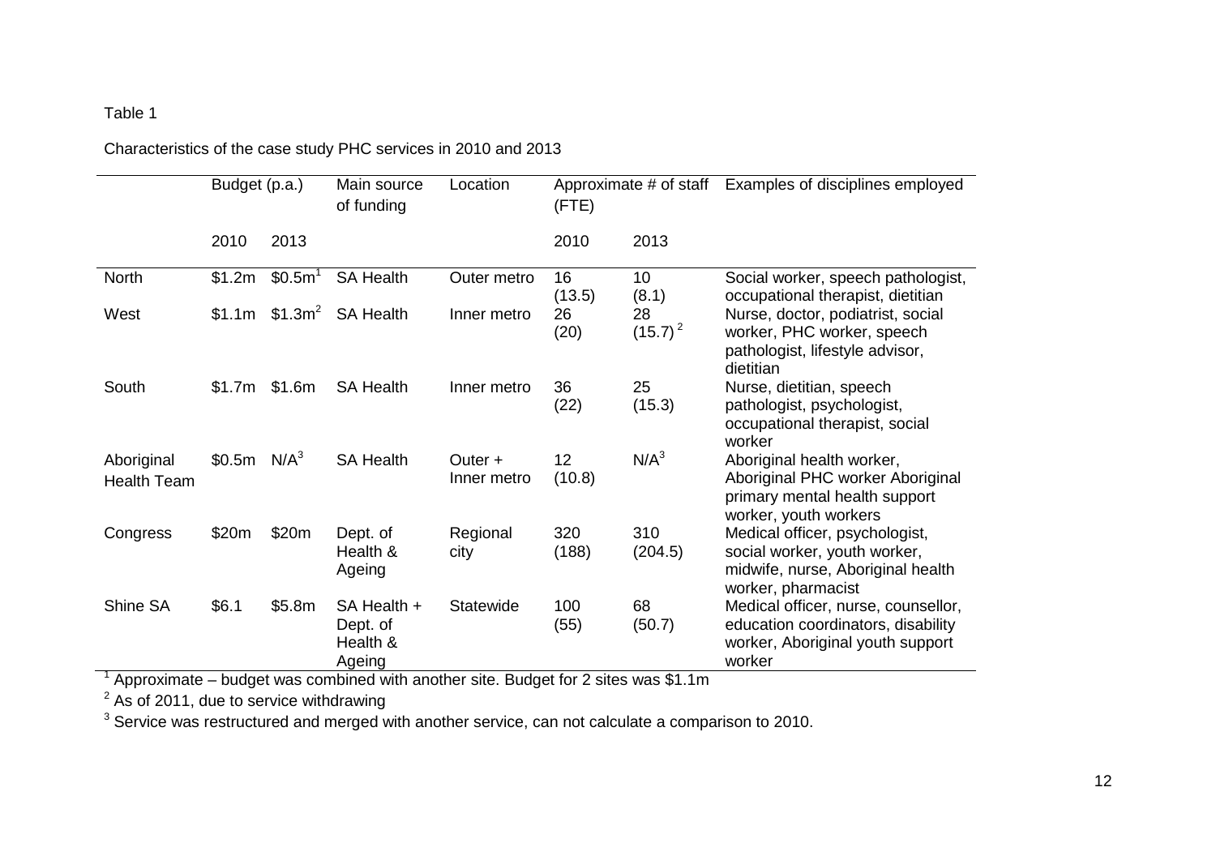Table 1

Characteristics of the case study PHC services in 2010 and 2013

| | Budget (p.a.) | | Main source of funding | Location | Approximate # of staff (FTE) | | Examples of disciplines employed |
|---|---|---|---|---|---|---|---|
| | 2010 | 2013 | | | 2010 | 2013 | |
| North | \$1.2m | \$0.5m[1] | SA Health | Outer metro | 16 (13.5) | 10 (8.1) | Social worker, speech pathologist, occupational therapist, dietitian |
| West | \$1.1m | \$1.3m[2] | SA Health | Inner metro | 26 (20) | 28 (15.7)[2] | Nurse, doctor, podiatrist, social worker, PHC worker, speech pathologist, lifestyle advisor, dietitian |
| South | \$1.7m | \$1.6m | SA Health | Inner metro | 36 (22) | 25 (15.3) | Nurse, dietitian, speech pathologist, psychologist, occupational therapist, social worker |
| Aboriginal Health Team | \$0.5m | N/A[3] | SA Health | Outer + Inner metro | 12 (10.8) | N/A[3] | Aboriginal health worker, Aboriginal PHC worker Aboriginal primary mental health support worker, youth workers |
| Congress | \$20m | \$20m | Dept. of Health & Ageing | Regional city | 320 (188) | 310 (204.5) | Medical officer, psychologist, social worker, youth worker, midwife, nurse, Aboriginal health worker, pharmacist |
| Shine SA | \$6.1 | \$5.8m | SA Health + Dept. of Health & Ageing | Statewide | 100 (55) | 68 (50.7) | Medical officer, nurse, counsellor, education coordinators, disability worker, Aboriginal youth support worker |

[1] Approximate – budget was combined with another site. Budget for 2 sites was \$1.1m

[2] As of 2011, due to service withdrawing

[3] Service was restructured and merged with another service, can not calculate a comparison to 2010.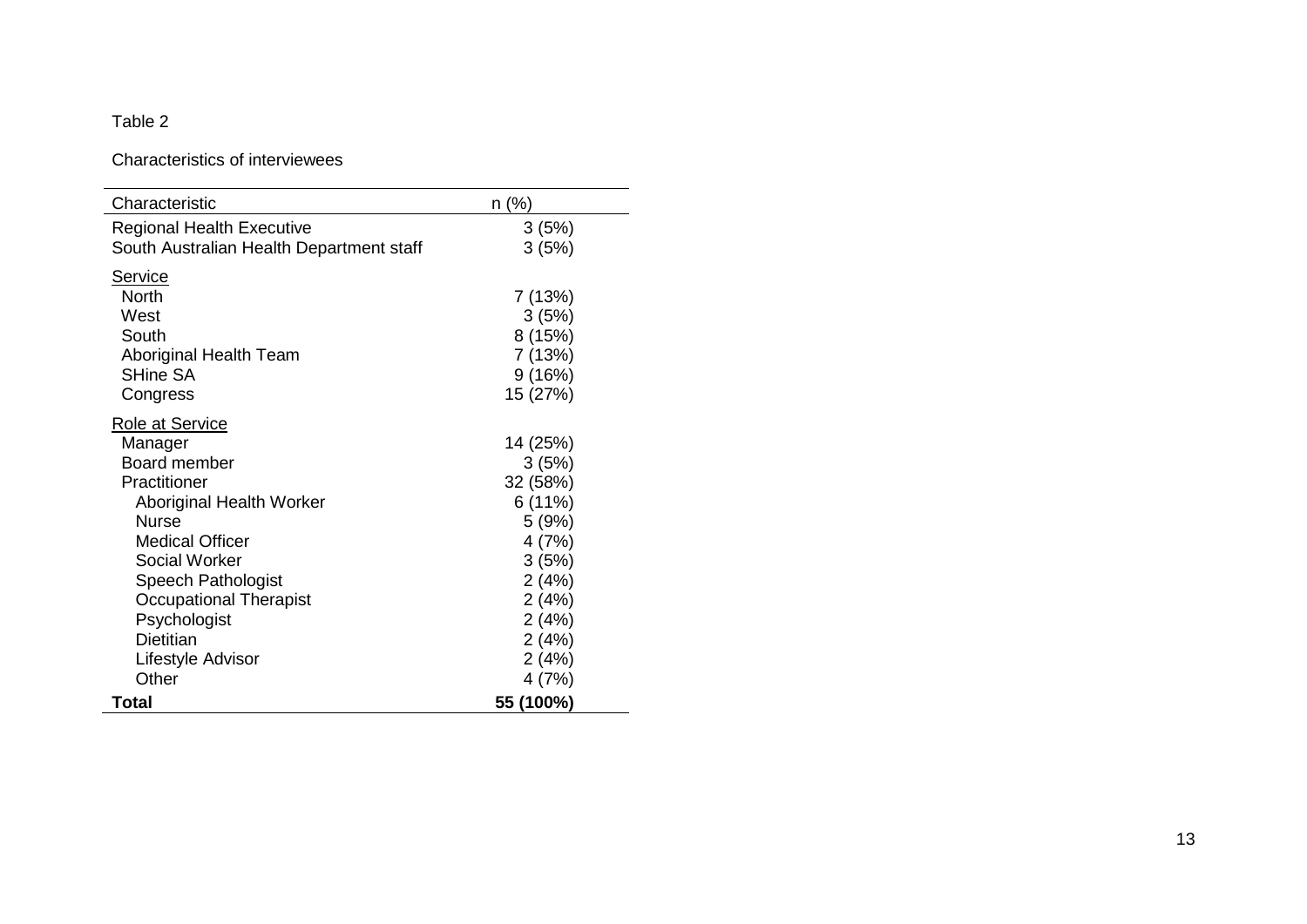Table 2

Characteristics of interviewees

| Characteristic | n (%) |
| --- | --- |
| Regional Health Executive | 3 (5%) |
| South Australian Health Department staff | 3 (5%) |
| Service | |
| North | 7 (13%) |
| West | 3 (5%) |
| South | 8 (15%) |
| Aboriginal Health Team | 7 (13%) |
| SHine SA | 9 (16%) |
| Congress | 15 (27%) |
| Role at Service | |
| Manager | 14 (25%) |
| Board member | 3 (5%) |
| Practitioner | 32 (58%) |
| Aboriginal Health Worker | 6 (11%) |
| Nurse | 5 (9%) |
| Medical Officer | 4 (7%) |
| Social Worker | 3 (5%) |
| Speech Pathologist | 2 (4%) |
| Occupational Therapist | 2 (4%) |
| Psychologist | 2 (4%) |
| Dietitian | 2 (4%) |
| Lifestyle Advisor | 2 (4%) |
| Other | 4 (7%) |
| **Total** | **55 (100%)** |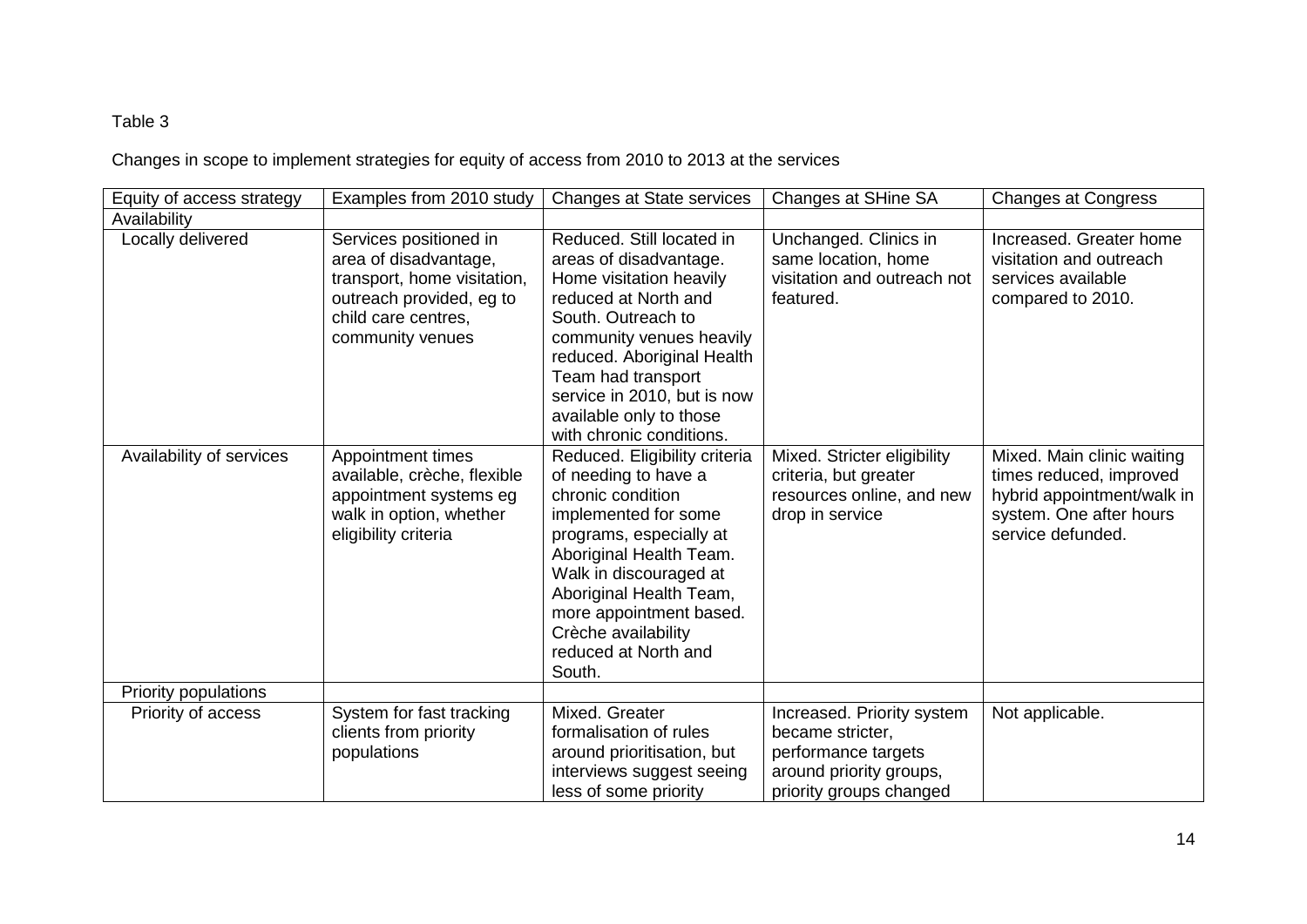Table 3

Changes in scope to implement strategies for equity of access from 2010 to 2013 at the services

| Equity of access strategy | Examples from 2010 study | Changes at State services | Changes at SHine SA | Changes at Congress |
|---|---|---|---|---|
| Availability | | | | |
| Locally delivered | Services positioned in area of disadvantage, transport, home visitation, outreach provided, eg to child care centres, community venues | Reduced. Still located in areas of disadvantage. Home visitation heavily reduced at North and South. Outreach to community venues heavily reduced. Aboriginal Health Team had transport service in 2010, but is now available only to those with chronic conditions. | Unchanged. Clinics in same location, home visitation and outreach not featured. | Increased. Greater home visitation and outreach services available compared to 2010. |
| Availability of services | Appointment times available, crèche, flexible appointment systems eg walk in option, whether eligibility criteria | Reduced. Eligibility criteria of needing to have a chronic condition implemented for some programs, especially at Aboriginal Health Team. Walk in discouraged at Aboriginal Health Team, more appointment based. Crèche availability reduced at North and South. | Mixed. Stricter eligibility criteria, but greater resources online, and new drop in service | Mixed. Main clinic waiting times reduced, improved hybrid appointment/walk in system. One after hours service defunded. |
| Priority populations | | | | |
| Priority of access | System for fast tracking clients from priority populations | Mixed. Greater formalisation of rules around prioritisation, but interviews suggest seeing less of some priority | Increased. Priority system became stricter, performance targets around priority groups, priority groups changed | Not applicable. |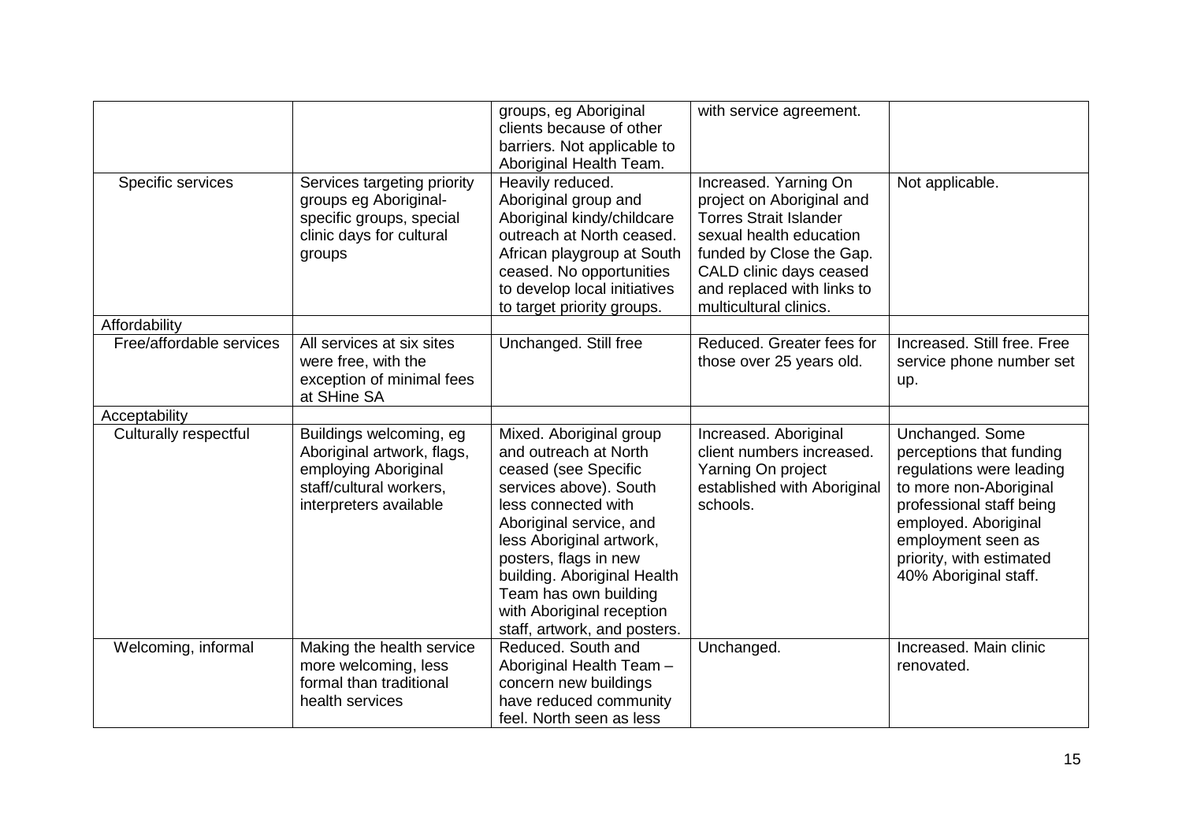| | | groups, eg Aboriginal clients because of other barriers. Not applicable to Aboriginal Health Team. | with service agreement. | |
|---|---|---|---|---|
| Specific services | Services targeting priority groups eg Aboriginal-specific groups, special clinic days for cultural groups | Heavily reduced. Aboriginal group and Aboriginal kindy/childcare outreach at North ceased. African playgroup at South ceased. No opportunities to develop local initiatives to target priority groups. | Increased. Yarning On project on Aboriginal and Torres Strait Islander sexual health education funded by Close the Gap. CALD clinic days ceased and replaced with links to multicultural clinics. | Not applicable. |
| Affordability | | | | |
| Free/affordable services | All services at six sites were free, with the exception of minimal fees at SHine SA | Unchanged. Still free | Reduced. Greater fees for those over 25 years old. | Increased. Still free. Free service phone number set up. |
| Acceptability | | | | |
| Culturally respectful | Buildings welcoming, eg Aboriginal artwork, flags, employing Aboriginal staff/cultural workers, interpreters available | Mixed. Aboriginal group and outreach at North ceased (see Specific services above). South less connected with Aboriginal service, and less Aboriginal artwork, posters, flags in new building. Aboriginal Health Team has own building with Aboriginal reception staff, artwork, and posters. | Increased. Aboriginal client numbers increased. Yarning On project established with Aboriginal schools. | Unchanged. Some perceptions that funding regulations were leading to more non-Aboriginal professional staff being employed. Aboriginal employment seen as priority, with estimated 40% Aboriginal staff. |
| Welcoming, informal | Making the health service more welcoming, less formal than traditional health services | Reduced. South and Aboriginal Health Team – concern new buildings have reduced community feel. North seen as less | Unchanged. | Increased. Main clinic renovated. |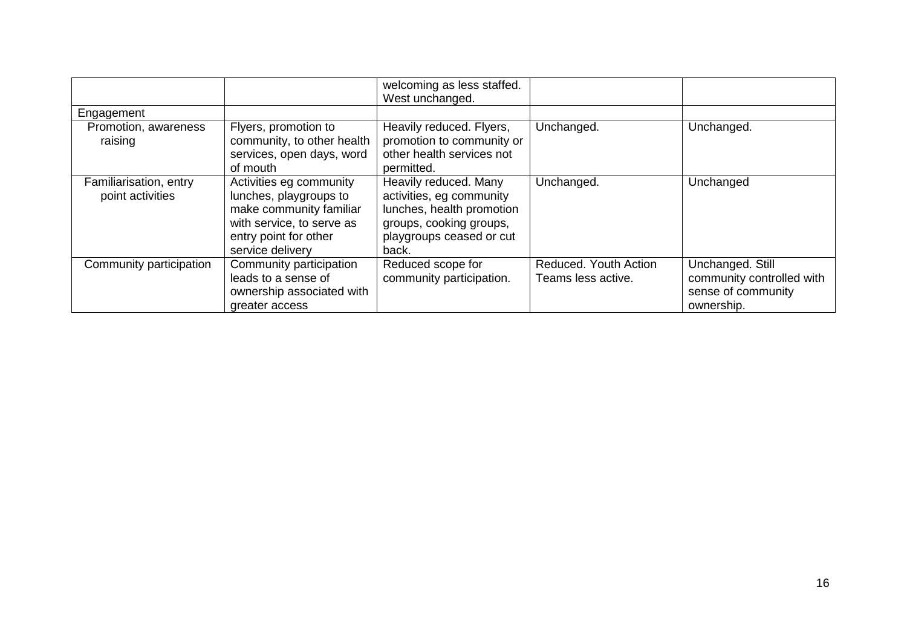| | | | | |
|---|---|---|---|---|
| | | welcoming as less staffed. West unchanged. | | |
| Engagement | | | | |
| Promotion, awareness raising | Flyers, promotion to community, to other health services, open days, word of mouth | Heavily reduced. Flyers, promotion to community or other health services not permitted. | Unchanged. | Unchanged. |
| Familiarisation, entry point activities | Activities eg community lunches, playgroups to make community familiar with service, to serve as entry point for other service delivery | Heavily reduced. Many activities, eg community lunches, health promotion groups, cooking groups, playgroups ceased or cut back. | Unchanged. | Unchanged |
| Community participation | Community participation leads to a sense of ownership associated with greater access | Reduced scope for community participation. | Reduced. Youth Action Teams less active. | Unchanged. Still community controlled with sense of community ownership. |